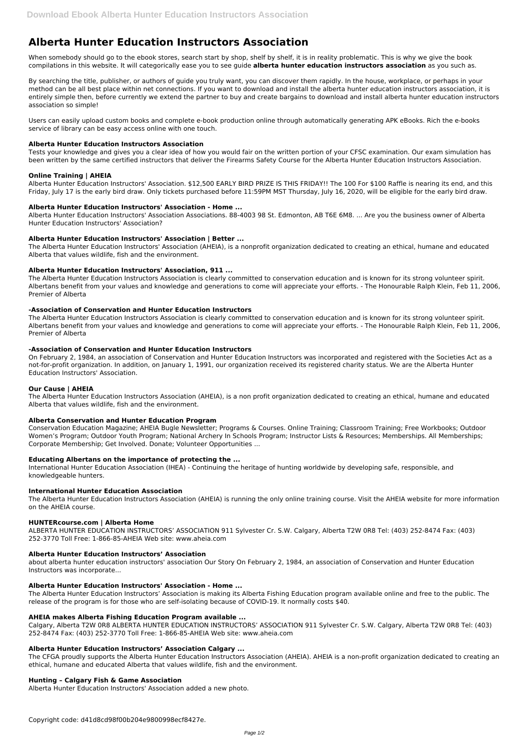# Alberta Hunter Education Instructors Association

When somebody should go to the ebook stores, search start by shop, shelf by shelf, it is in reality problematic. This is why we give the book compilations in this website. It will categorically ease you to see guide **alberta hunter education instructors association** as you such as.

By searching the title, publisher, or authors of guide you truly want, you can discover them rapidly. In the house, workplace, or perhaps in your method can be all best place within net connections. If you want to download and install the alberta hunter education instructors association, it is entirely simple then, before currently we extend the partner to buy and create bargains to download and install alberta hunter education instructors association so simple!

Users can easily upload custom books and complete e-book production online through automatically generating APK eBooks. Rich the e-books service of library can be easy access online with one touch.

### Alberta Hunter Education Instructors Association

Tests your knowledge and gives you a clear idea of how you would fair on the written portion of your CFSC examination. Our exam simulation has been written by the same certified instructors that deliver the Firearms Safety Course for the Alberta Hunter Education Instructors Association.

### Online Training | AHEIA

Alberta Hunter Education Instructors' Association. $12,500 EARLY BIRD PRIZE IS THIS FRIDAY!! The 100 For $100 Raffle is nearing its end, and this Friday, July 17 is the early bird draw. Only tickets purchased before 11:59PM MST Thursday, July 16, 2020, will be eligible for the early bird draw.

### Alberta Hunter Education Instructors' Association - Home ...

Alberta Hunter Education Instructors' Association Associations. 88-4003 98 St. Edmonton, AB T6E 6M8. ... Are you the business owner of Alberta Hunter Education Instructors' Association?

### Alberta Hunter Education Instructors' Association | Better ...

The Alberta Hunter Education Instructors' Association (AHEIA), is a nonprofit organization dedicated to creating an ethical, humane and educated Alberta that values wildlife, fish and the environment.

### Alberta Hunter Education Instructors' Association, 911 ...

The Alberta Hunter Education Instructors Association is clearly committed to conservation education and is known for its strong volunteer spirit. Albertans benefit from your values and knowledge and generations to come will appreciate your efforts. - The Honourable Ralph Klein, Feb 11, 2006, Premier of Alberta

### -Association of Conservation and Hunter Education Instructors

The Alberta Hunter Education Instructors Association is clearly committed to conservation education and is known for its strong volunteer spirit. Albertans benefit from your values and knowledge and generations to come will appreciate your efforts. - The Honourable Ralph Klein, Feb 11, 2006, Premier of Alberta

### -Association of Conservation and Hunter Education Instructors

On February 2, 1984, an association of Conservation and Hunter Education Instructors was incorporated and registered with the Societies Act as a not-for-profit organization. In addition, on January 1, 1991, our organization received its registered charity status. We are the Alberta Hunter Education Instructors' Association.

### Our Cause | AHEIA

The Alberta Hunter Education Instructors Association (AHEIA), is a non profit organization dedicated to creating an ethical, humane and educated Alberta that values wildlife, fish and the environment.

### Alberta Conservation and Hunter Education Program

Conservation Education Magazine; AHEIA Bugle Newsletter; Programs & Courses. Online Training; Classroom Training; Free Workbooks; Outdoor Women's Program; Outdoor Youth Program; National Archery In Schools Program; Instructor Lists & Resources; Memberships. All Memberships; Corporate Membership; Get Involved. Donate; Volunteer Opportunities ...

### Educating Albertans on the importance of protecting the ...

International Hunter Education Association (IHEA) - Continuing the heritage of hunting worldwide by developing safe, responsible, and knowledgeable hunters.

### International Hunter Education Association

The Alberta Hunter Education Instructors Association (AHEIA) is running the only online training course. Visit the AHEIA website for more information on the AHEIA course.

### HUNTERcourse.com | Alberta Home

ALBERTA HUNTER EDUCATION INSTRUCTORS' ASSOCIATION 911 Sylvester Cr. S.W. Calgary, Alberta T2W 0R8 Tel: (403) 252-8474 Fax: (403) 252-3770 Toll Free: 1-866-85-AHEIA Web site: www.aheia.com

### Alberta Hunter Education Instructors' Association

about alberta hunter education instructors' association Our Story On February 2, 1984, an association of Conservation and Hunter Education Instructors was incorporate...

### Alberta Hunter Education Instructors' Association - Home ...

The Alberta Hunter Education Instructors' Association is making its Alberta Fishing Education program available online and free to the public. The release of the program is for those who are self-isolating because of COVID-19. It normally costs $40.

### AHEIA makes Alberta Fishing Education Program available ...

Calgary, Alberta T2W 0R8 ALBERTA HUNTER EDUCATION INSTRUCTORS' ASSOCIATION 911 Sylvester Cr. S.W. Calgary, Alberta T2W 0R8 Tel: (403) 252-8474 Fax: (403) 252-3770 Toll Free: 1-866-85-AHEIA Web site: www.aheia.com

### Alberta Hunter Education Instructors' Association Calgary ...

The CFGA proudly supports the Alberta Hunter Education Instructors Association (AHEIA). AHEIA is a non-profit organization dedicated to creating an ethical, humane and educated Alberta that values wildlife, fish and the environment.

### Hunting – Calgary Fish & Game Association

Alberta Hunter Education Instructors' Association added a new photo.

Copyright code: d41d8cd98f00b204e9800998ecf8427e.